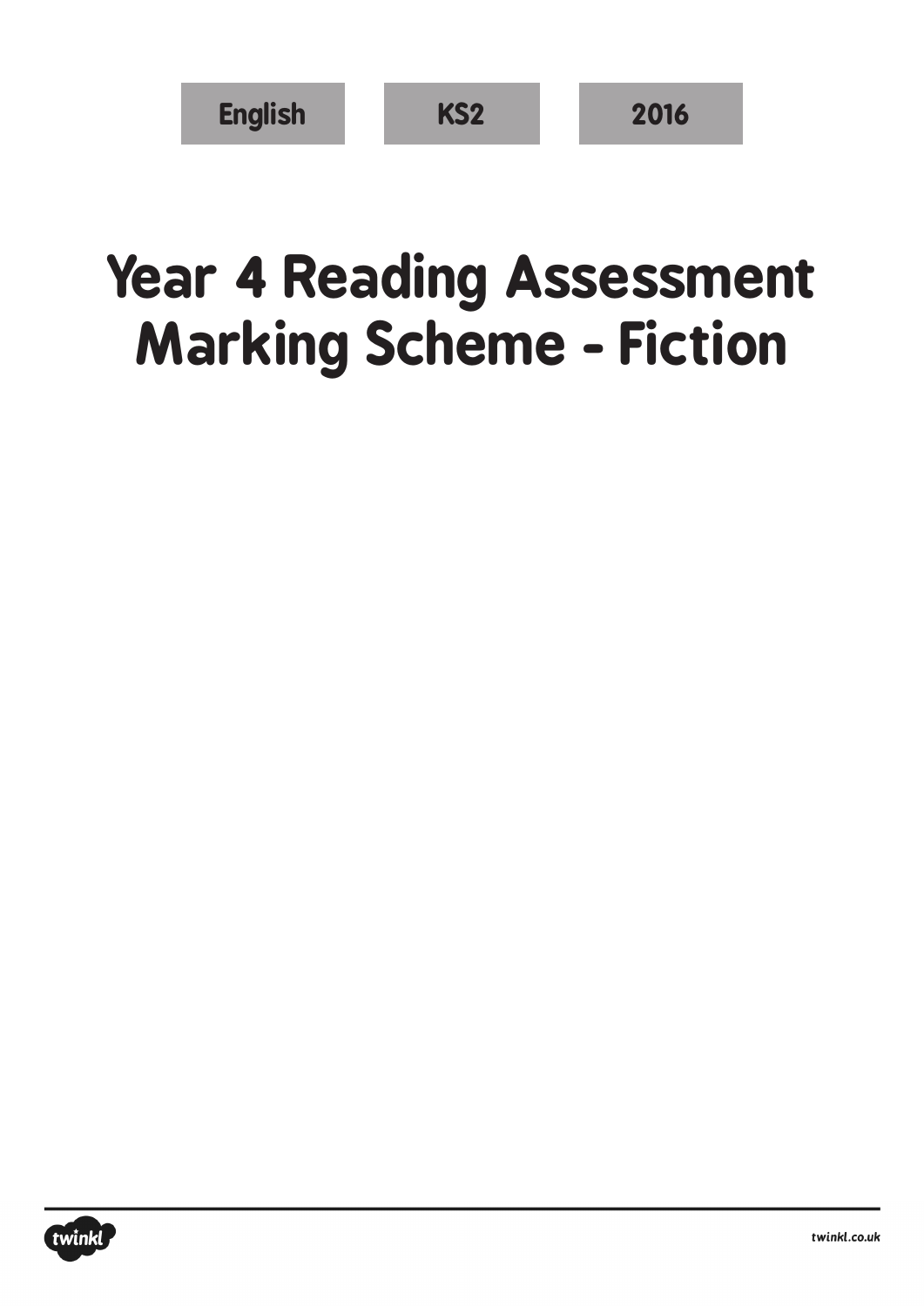English | KS2 | 2016

# Year 4 Reading Assessment Marking Scheme - Fiction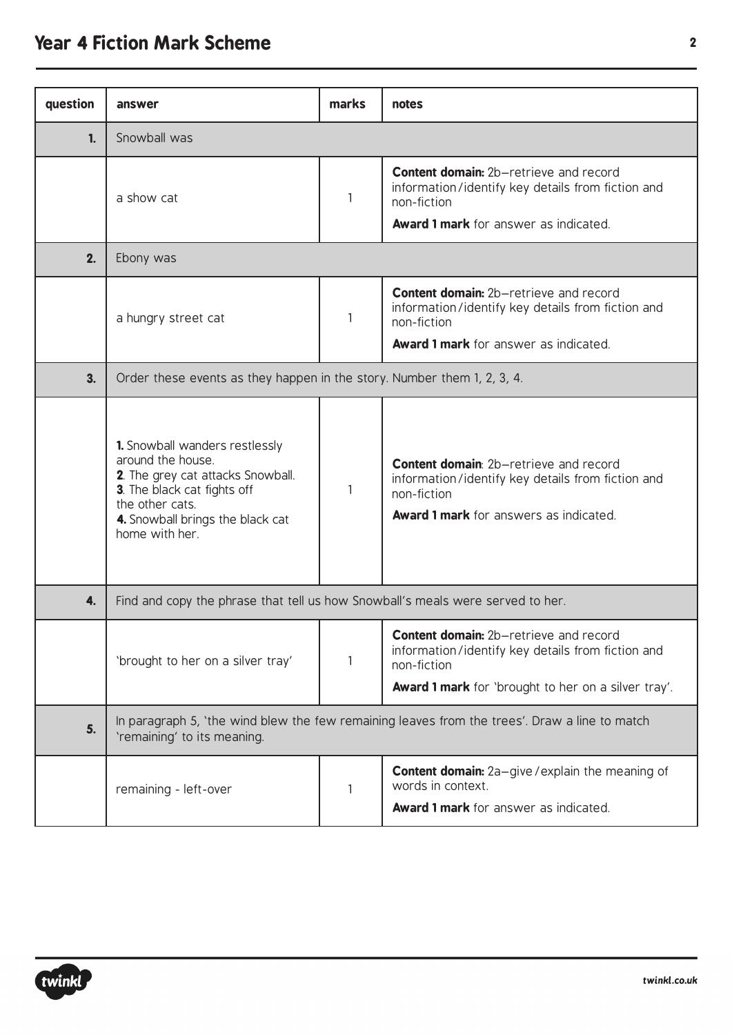# Year 4 Fiction Mark Scheme

| question | answer | marks | notes |
|---|---|---|---|
| **1.** | Snowball was | | |
| | a show cat | 1 | **Content domain:** 2b–retrieve and record information/identify key details from fiction and non-fiction<br>**Award 1 mark** for answer as indicated. |
| **2.** | Ebony was | | |
| | a hungry street cat | 1 | **Content domain:** 2b–retrieve and record information/identify key details from fiction and non-fiction<br>**Award 1 mark** for answer as indicated. |
| **3.** | Order these events as they happen in the story. Number them 1, 2, 3, 4. | | |
| | **1.** Snowball wanders restlessly around the house.<br>**2**. The grey cat attacks Snowball.<br>**3**. The black cat fights off the other cats.<br>**4.** Snowball brings the black cat home with her. | 1 | **Content domain**: 2b–retrieve and record information/identify key details from fiction and non-fiction<br>**Award 1 mark** for answers as indicated. |
| **4.** | Find and copy the phrase that tell us how Snowball's meals were served to her. | | |
| | 'brought to her on a silver tray' | 1 | **Content domain:** 2b–retrieve and record information/identify key details from fiction and non-fiction<br>**Award 1 mark** for 'brought to her on a silver tray'. |
| **5.** | In paragraph 5, 'the wind blew the few remaining leaves from the trees'. Draw a line to match 'remaining' to its meaning. | | |
| | remaining - left-over | 1 | **Content domain:** 2a–give/explain the meaning of words in context.<br>**Award 1 mark** for answer as indicated. |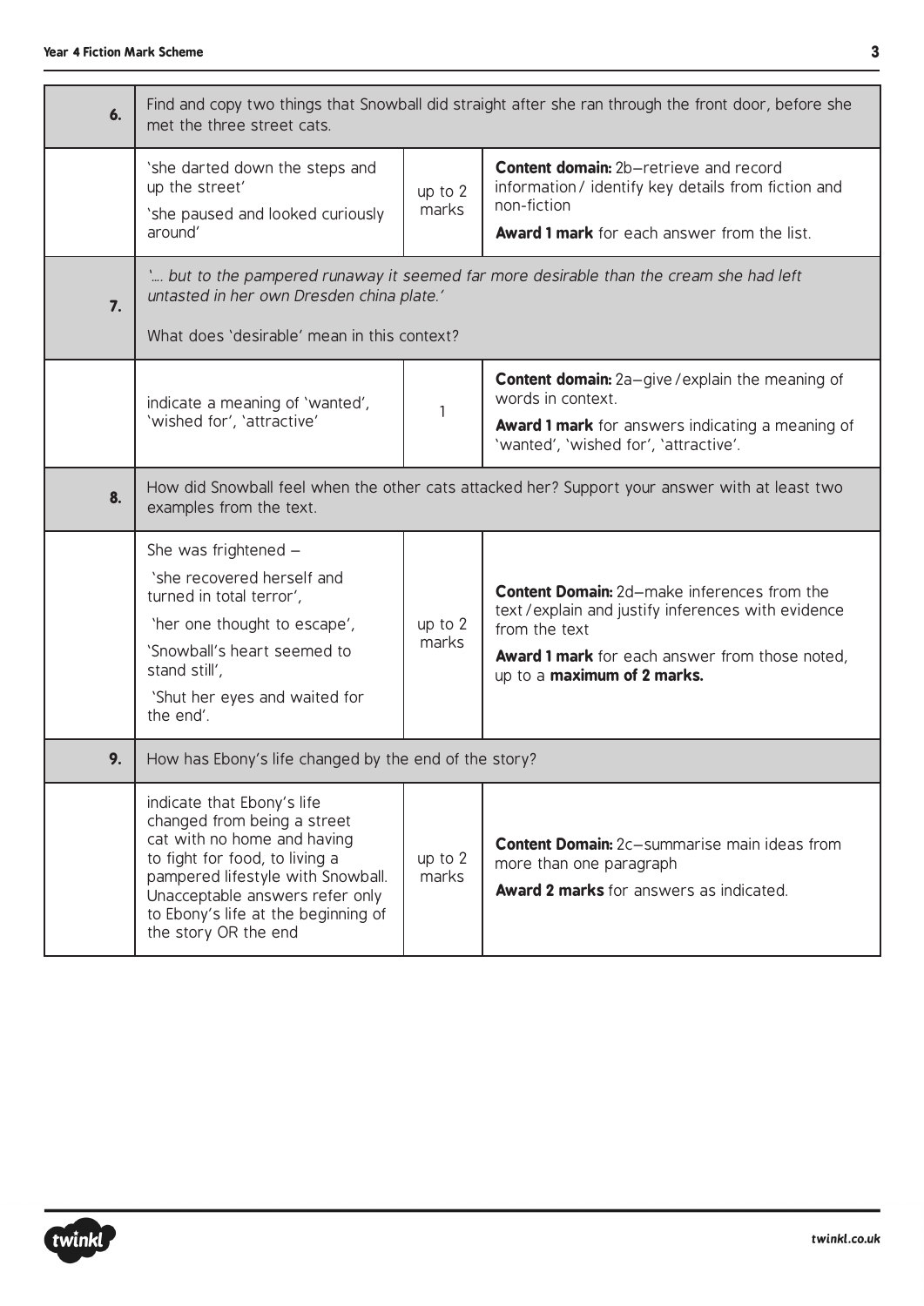| | | | |
|---|---|---|---|
| **6.** | Find and copy two things that Snowball did straight after she ran through the front door, before she met the three street cats. | | |
| | 'she darted down the steps and up the street'<br>'she paused and looked curiously around' | up to 2 marks | **Content domain:** 2b–retrieve and record information/ identify key details from fiction and non-fiction<br>**Award 1 mark** for each answer from the list. |
| **7.** | *'.... but to the pampered runaway it seemed far more desirable than the cream she had left untasted in her own Dresden china plate.'*<br>What does 'desirable' mean in this context? | | |
| | indicate a meaning of 'wanted', 'wished for', 'attractive' | 1 | **Content domain:** 2a–give/explain the meaning of words in context.<br>**Award 1 mark** for answers indicating a meaning of 'wanted', 'wished for', 'attractive'. |
| **8.** | How did Snowball feel when the other cats attacked her? Support your answer with at least two examples from the text. | | |
| | She was frightened –<br>'she recovered herself and turned in total terror',<br>'her one thought to escape',<br>'Snowball's heart seemed to stand still',<br>'Shut her eyes and waited for the end'. | up to 2 marks | **Content Domain:** 2d–make inferences from the text/explain and justify inferences with evidence from the text<br>**Award 1 mark** for each answer from those noted, up to a **maximum of 2 marks.** |
| **9.** | How has Ebony's life changed by the end of the story? | | |
| | indicate that Ebony's life changed from being a street cat with no home and having to fight for food, to living a pampered lifestyle with Snowball. Unacceptable answers refer only to Ebony's life at the beginning of the story OR the end | up to 2 marks | **Content Domain:** 2c–summarise main ideas from more than one paragraph<br>**Award 2 marks** for answers as indicated. |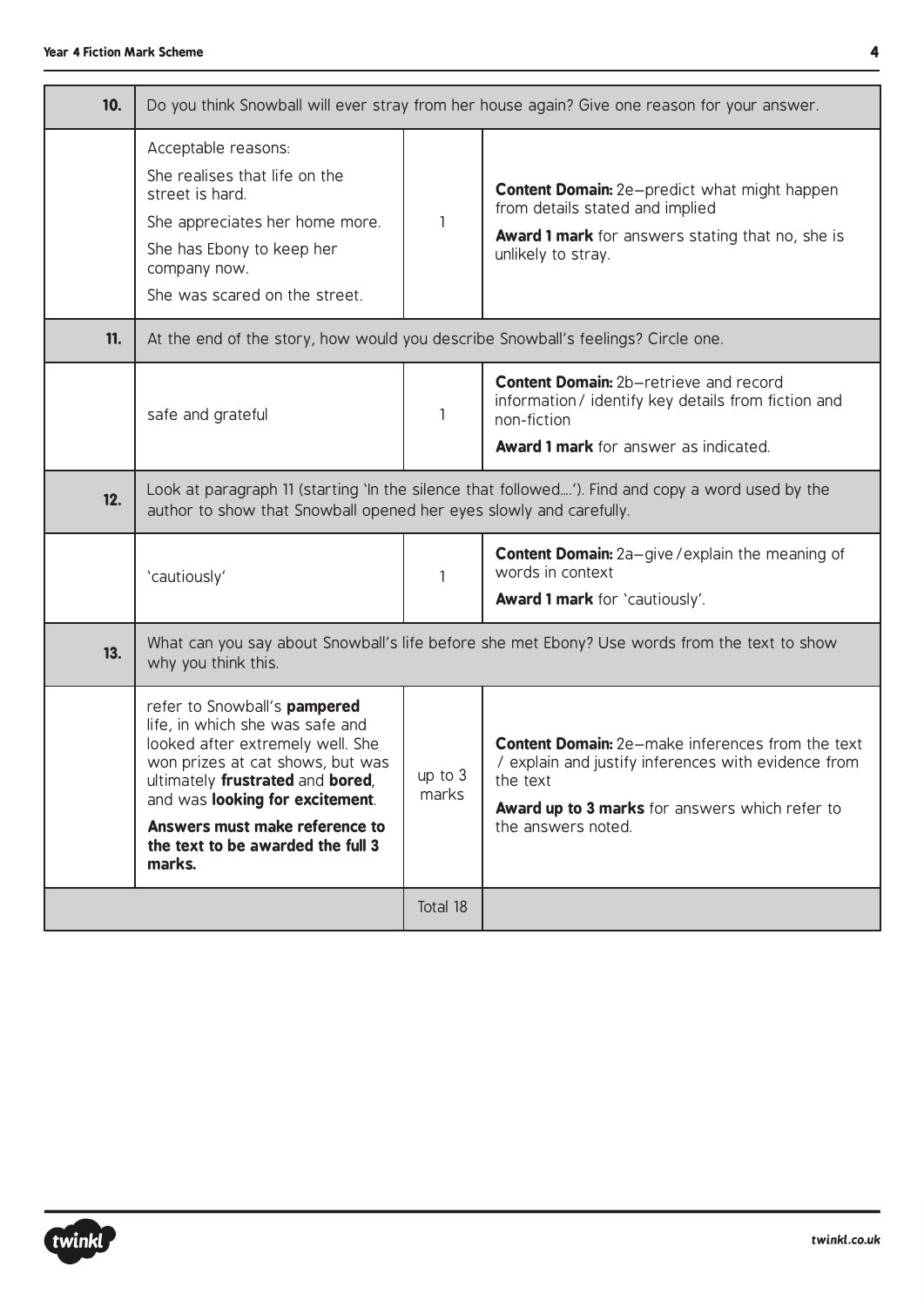| | | | |
|---|---|---|---|
| **10.** | Do you think Snowball will ever stray from her house again? Give one reason for your answer. | | |
| | Acceptable reasons:<br>She realises that life on the street is hard.<br>She appreciates her home more.<br>She has Ebony to keep her company now.<br>She was scared on the street. | 1 | **Content Domain:** 2e–predict what might happen from details stated and implied<br>**Award 1 mark** for answers stating that no, she is unlikely to stray. |
| **11.** | At the end of the story, how would you describe Snowball's feelings? Circle one. | | |
| | safe and grateful | 1 | **Content Domain:** 2b–retrieve and record information / identify key details from fiction and non-fiction<br>**Award 1 mark** for answer as indicated. |
| **12.** | Look at paragraph 11 (starting 'In the silence that followed....'). Find and copy a word used by the author to show that Snowball opened her eyes slowly and carefully. | | |
| | 'cautiously' | 1 | **Content Domain:** 2a–give / explain the meaning of words in context<br>**Award 1 mark** for 'cautiously'. |
| **13.** | What can you say about Snowball's life before she met Ebony? Use words from the text to show why you think this. | | |
| | refer to Snowball's **pampered** life, in which she was safe and looked after extremely well. She won prizes at cat shows, but was ultimately **frustrated** and **bored**, and was **looking for excitement**.<br>**Answers must make reference to the text to be awarded the full 3 marks.** | up to 3 marks | **Content Domain:** 2e–make inferences from the text / explain and justify inferences with evidence from the text<br>**Award up to 3 marks** for answers which refer to the answers noted. |
| | | Total 18 | |